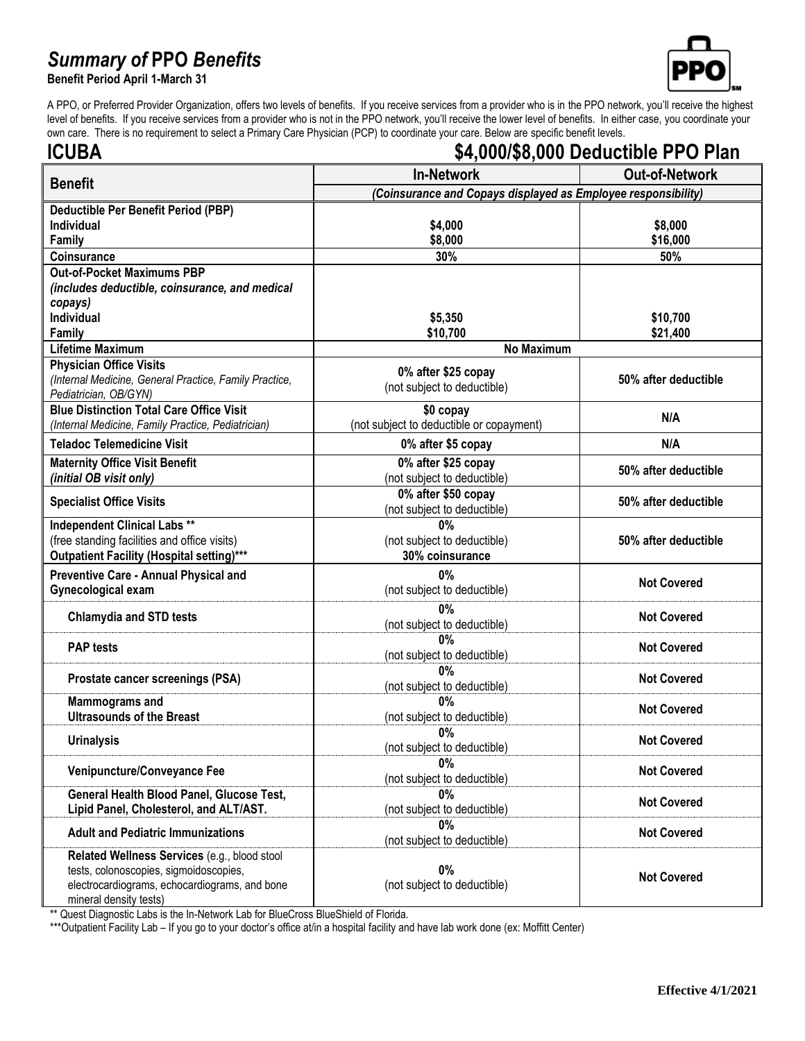# *Summary of* PPO *Benefits*

**Benefit Period April 1-March 31**

A PPO, or Preferred Provider Organization, offers two levels of benefits. If you receive services from a provider who is in the PPO network, you'll receive the highest level of benefits. If you receive services from a provider who is not in the PPO network, you'll receive the lower level of benefits. In either case, you coordinate your own care. There is no requirement to select a Primary Care Physician (PCP) to coordinate your care. Below are specific benefit levels.

## ICUBA — $4,000/$8,000 Deductible PPO Plan

| Benefit | In-Network | Out-of-Network |
|---|---|---|
| | *(Coinsurance and Copays displayed as Employee responsibility)* | |
| **Deductible Per Benefit Period (PBP)**<br>**Individual**<br>**Family** | <br>**$4,000**<br>**$8,000** | <br>**$8,000**<br>**$16,000** |
| **Coinsurance** | **30%** | **50%** |
| **Out-of-Pocket Maximums PBP**<br>***(includes deductible, coinsurance, and medical copays)***<br>**Individual**<br>**Family** | <br><br>**$5,350**<br>**$10,700** | <br><br>**$10,700**<br>**$21,400** |
| **Lifetime Maximum** | **No Maximum** | |
| **Physician Office Visits**<br>*(Internal Medicine, General Practice, Family Practice, Pediatrician, OB/GYN)* | **0% after $25 copay**<br>(not subject to deductible) | **50% after deductible** |
| **Blue Distinction Total Care Office Visit**<br>*(Internal Medicine, Family Practice, Pediatrician)* | **$0 copay**<br>(not subject to deductible or copayment) | **N/A** |
| **Teladoc Telemedicine Visit** | **0% after $5 copay** | **N/A** |
| **Maternity Office Visit Benefit**<br>***(initial OB visit only)*** | **0% after $25 copay**<br>(not subject to deductible) | **50% after deductible** |
| **Specialist Office Visits** | **0% after $50 copay**<br>(not subject to deductible) | **50% after deductible** |
| **Independent Clinical Labs \*\***<br>(free standing facilities and office visits)<br>**Outpatient Facility (Hospital setting)\*\*\*** | **0%**<br>(not subject to deductible)<br>**30% coinsurance** | **50% after deductible** |
| **Preventive Care - Annual Physical and Gynecological exam** | **0%**<br>(not subject to deductible) | **Not Covered** |
| **Chlamydia and STD tests** | **0%**<br>(not subject to deductible) | **Not Covered** |
| **PAP tests** | **0%**<br>(not subject to deductible) | **Not Covered** |
| **Prostate cancer screenings (PSA)** | **0%**<br>(not subject to deductible) | **Not Covered** |
| **Mammograms and**<br>**Ultrasounds of the Breast** | **0%**<br>(not subject to deductible) | **Not Covered** |
| **Urinalysis** | **0%**<br>(not subject to deductible) | **Not Covered** |
| **Venipuncture/Conveyance Fee** | **0%**<br>(not subject to deductible) | **Not Covered** |
| **General Health Blood Panel, Glucose Test, Lipid Panel, Cholesterol, and ALT/AST.** | **0%**<br>(not subject to deductible) | **Not Covered** |
| **Adult and Pediatric Immunizations** | **0%**<br>(not subject to deductible) | **Not Covered** |
| **Related Wellness Services** (e.g., blood stool tests, colonoscopies, sigmoidoscopies, electrocardiograms, echocardiograms, and bone mineral density tests) | **0%**<br>(not subject to deductible) | **Not Covered** |

** Quest Diagnostic Labs is the In-Network Lab for BlueCross BlueShield of Florida.

***Outpatient Facility Lab – If you go to your doctor's office at/in a hospital facility and have lab work done (ex: Moffitt Center)

**Effective 4/1/2021**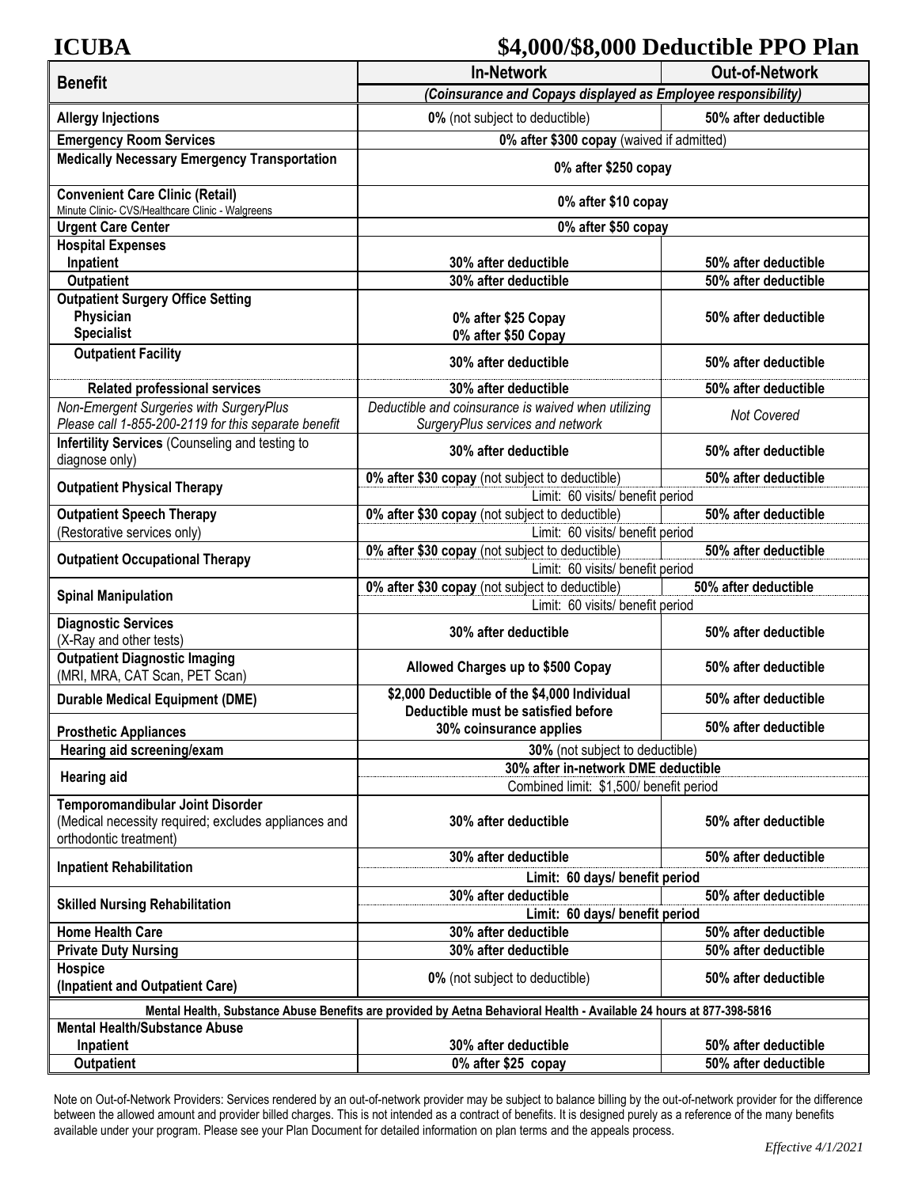# ICUBA

# $4,000/$8,000 Deductible PPO Plan

| Benefit | In-Network | Out-of-Network |
|---|---|---|
| | *(Coinsurance and Copays displayed as Employee responsibility)* | |
| **Allergy Injections** | **0%** (not subject to deductible) | **50% after deductible** |
| **Emergency Room Services** | **0% after $300 copay** (waived if admitted) | |
| **Medically Necessary Emergency Transportation** | **0% after $250 copay** | |
| **Convenient Care Clinic (Retail)** Minute Clinic- CVS/Healthcare Clinic - Walgreens | **0% after $10 copay** | |
| **Urgent Care Center** | **0% after $50 copay** | |
| **Hospital Expenses** | | |
| **Inpatient** | **30% after deductible** | **50% after deductible** |
| **Outpatient** | **30% after deductible** | **50% after deductible** |
| **Outpatient Surgery Office Setting** **Physician** **Specialist** | **0% after $25 Copay** **0% after $50 Copay** | **50% after deductible** |
| **Outpatient Facility** | **30% after deductible** | **50% after deductible** |
| **Related professional services** | **30% after deductible** | **50% after deductible** |
| *Non-Emergent Surgeries with SurgeryPlus Please call 1-855-200-2119 for this separate benefit* | *Deductible and coinsurance is waived when utilizing SurgeryPlus services and network* | *Not Covered* |
| **Infertility Services** (Counseling and testing to diagnose only) | **30% after deductible** | **50% after deductible** |
| **Outpatient Physical Therapy** | **0% after $30 copay** (not subject to deductible) | **50% after deductible** |
| | Limit: 60 visits/ benefit period | |
| **Outpatient Speech Therapy** (Restorative services only) | **0% after $30 copay** (not subject to deductible) | **50% after deductible** |
| | Limit: 60 visits/ benefit period | |
| **Outpatient Occupational Therapy** | **0% after $30 copay** (not subject to deductible) | **50% after deductible** |
| | Limit: 60 visits/ benefit period | |
| **Spinal Manipulation** | **0% after $30 copay** (not subject to deductible) | **50% after deductible** |
| | Limit: 60 visits/ benefit period | |
| **Diagnostic Services** (X-Ray and other tests) | **30% after deductible** | **50% after deductible** |
| **Outpatient Diagnostic Imaging** (MRI, MRA, CAT Scan, PET Scan) | **Allowed Charges up to $500 Copay** | **50% after deductible** |
| **Durable Medical Equipment (DME)** | **$2,000 Deductible of the $4,000 Individual Deductible must be satisfied before 30% coinsurance applies** | **50% after deductible** |
| **Prosthetic Appliances** | | **50% after deductible** |
| **Hearing aid screening/exam** | **30%** (not subject to deductible) | |
| **Hearing aid** | **30% after in-network DME deductible** | |
| | Combined limit: $1,500/ benefit period | |
| **Temporomandibular Joint Disorder** (Medical necessity required; excludes appliances and orthodontic treatment) | **30% after deductible** | **50% after deductible** |
| **Inpatient Rehabilitation** | **30% after deductible** | **50% after deductible** |
| | **Limit: 60 days/ benefit period** | |
| **Skilled Nursing Rehabilitation** | **30% after deductible** | **50% after deductible** |
| | **Limit: 60 days/ benefit period** | |
| **Home Health Care** | **30% after deductible** | **50% after deductible** |
| **Private Duty Nursing** | **30% after deductible** | **50% after deductible** |
| **Hospice (Inpatient and Outpatient Care)** | **0%** (not subject to deductible) | **50% after deductible** |
| **Mental Health, Substance Abuse Benefits are provided by Aetna Behavioral Health - Available 24 hours at 877-398-5816** | | |
| **Mental Health/Substance Abuse** | | |
| **Inpatient** | **30% after deductible** | **50% after deductible** |
| **Outpatient** | **0% after $25 copay** | **50% after deductible** |

Note on Out-of-Network Providers: Services rendered by an out-of-network provider may be subject to balance billing by the out-of-network provider for the difference between the allowed amount and provider billed charges. This is not intended as a contract of benefits. It is designed purely as a reference of the many benefits available under your program. Please see your Plan Document for detailed information on plan terms and the appeals process.

*Effective 4/1/2021*